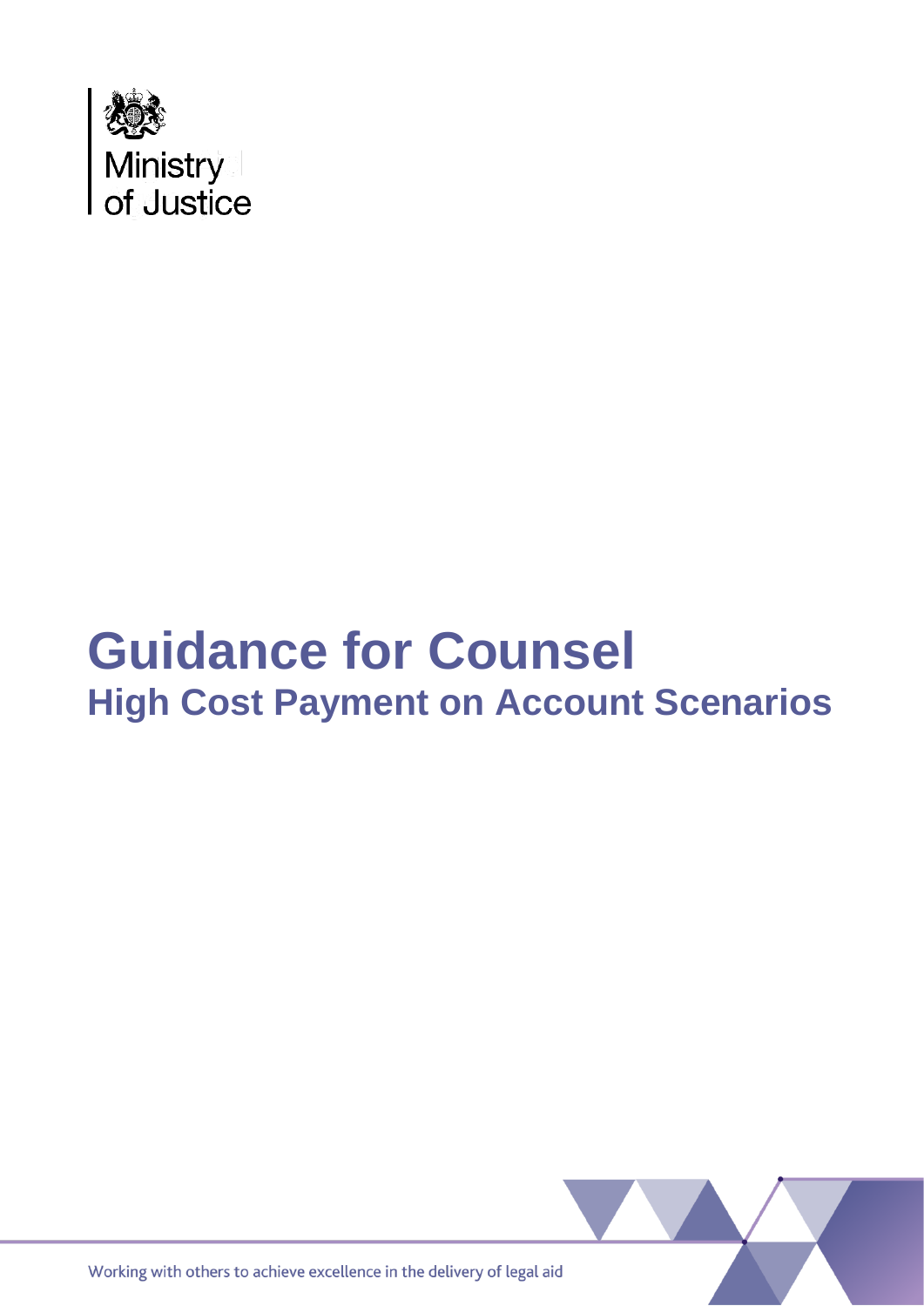Ministry of Justice

# Guidance for Counsel

## High Cost Payment on Account Scenarios

Working with others to achieve excellence in the delivery of legal aid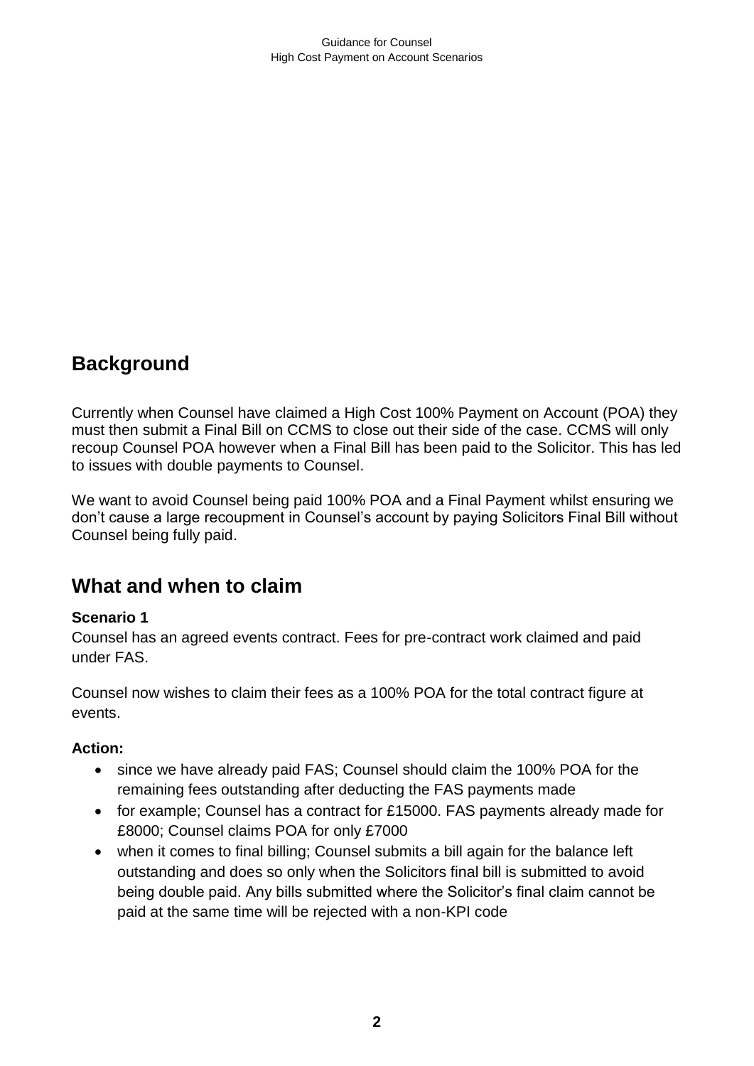## Background

Currently when Counsel have claimed a High Cost 100% Payment on Account (POA) they must then submit a Final Bill on CCMS to close out their side of the case. CCMS will only recoup Counsel POA however when a Final Bill has been paid to the Solicitor. This has led to issues with double payments to Counsel.

We want to avoid Counsel being paid 100% POA and a Final Payment whilst ensuring we don't cause a large recoupment in Counsel's account by paying Solicitors Final Bill without Counsel being fully paid.

## What and when to claim

**Scenario 1**

Counsel has an agreed events contract. Fees for pre-contract work claimed and paid under FAS.

Counsel now wishes to claim their fees as a 100% POA for the total contract figure at events.

**Action:**

- since we have already paid FAS; Counsel should claim the 100% POA for the remaining fees outstanding after deducting the FAS payments made
- for example; Counsel has a contract for £15000. FAS payments already made for £8000; Counsel claims POA for only £7000
- when it comes to final billing; Counsel submits a bill again for the balance left outstanding and does so only when the Solicitors final bill is submitted to avoid being double paid. Any bills submitted where the Solicitor's final claim cannot be paid at the same time will be rejected with a non-KPI code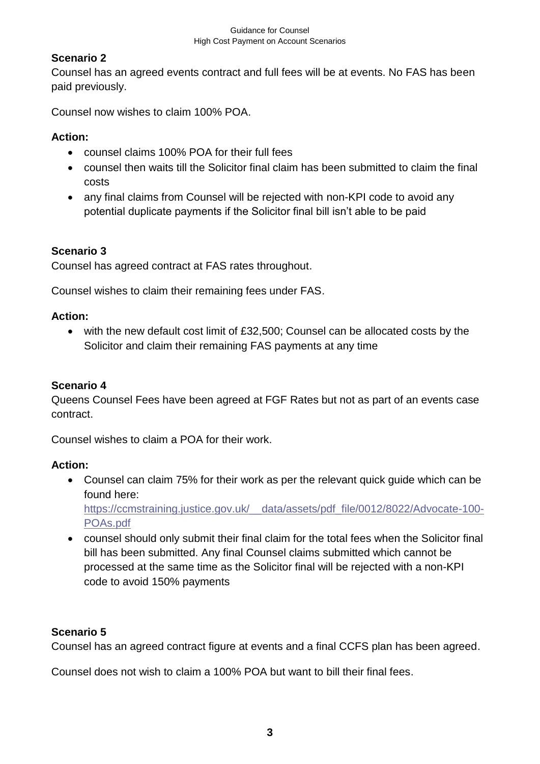**Scenario 2**

Counsel has an agreed events contract and full fees will be at events. No FAS has been paid previously.

Counsel now wishes to claim 100% POA.

**Action:**

- counsel claims 100% POA for their full fees
- counsel then waits till the Solicitor final claim has been submitted to claim the final costs
- any final claims from Counsel will be rejected with non-KPI code to avoid any potential duplicate payments if the Solicitor final bill isn't able to be paid

**Scenario 3**

Counsel has agreed contract at FAS rates throughout.

Counsel wishes to claim their remaining fees under FAS.

**Action:**

- with the new default cost limit of £32,500; Counsel can be allocated costs by the Solicitor and claim their remaining FAS payments at any time

**Scenario 4**

Queens Counsel Fees have been agreed at FGF Rates but not as part of an events case contract.

Counsel wishes to claim a POA for their work.

**Action:**

- Counsel can claim 75% for their work as per the relevant quick guide which can be found here: [https://ccmstraining.justice.gov.uk/__data/assets/pdf_file/0012/8022/Advocate-100-POAs.pdf](https://ccmstraining.justice.gov.uk/__data/assets/pdf_file/0012/8022/Advocate-100-POAs.pdf)
- counsel should only submit their final claim for the total fees when the Solicitor final bill has been submitted. Any final Counsel claims submitted which cannot be processed at the same time as the Solicitor final will be rejected with a non-KPI code to avoid 150% payments

**Scenario 5**

Counsel has an agreed contract figure at events and a final CCFS plan has been agreed.

Counsel does not wish to claim a 100% POA but want to bill their final fees.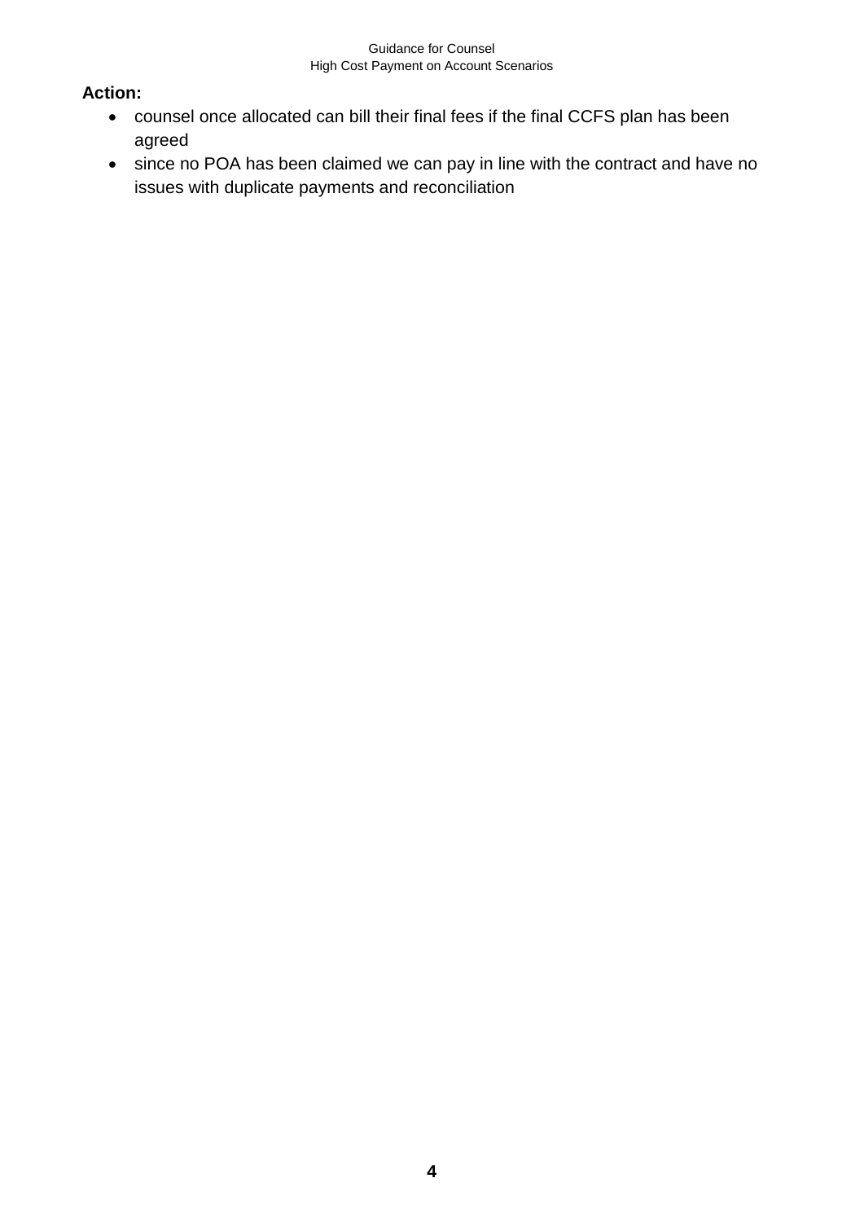**Action:**

- counsel once allocated can bill their final fees if the final CCFS plan has been agreed
- since no POA has been claimed we can pay in line with the contract and have no issues with duplicate payments and reconciliation